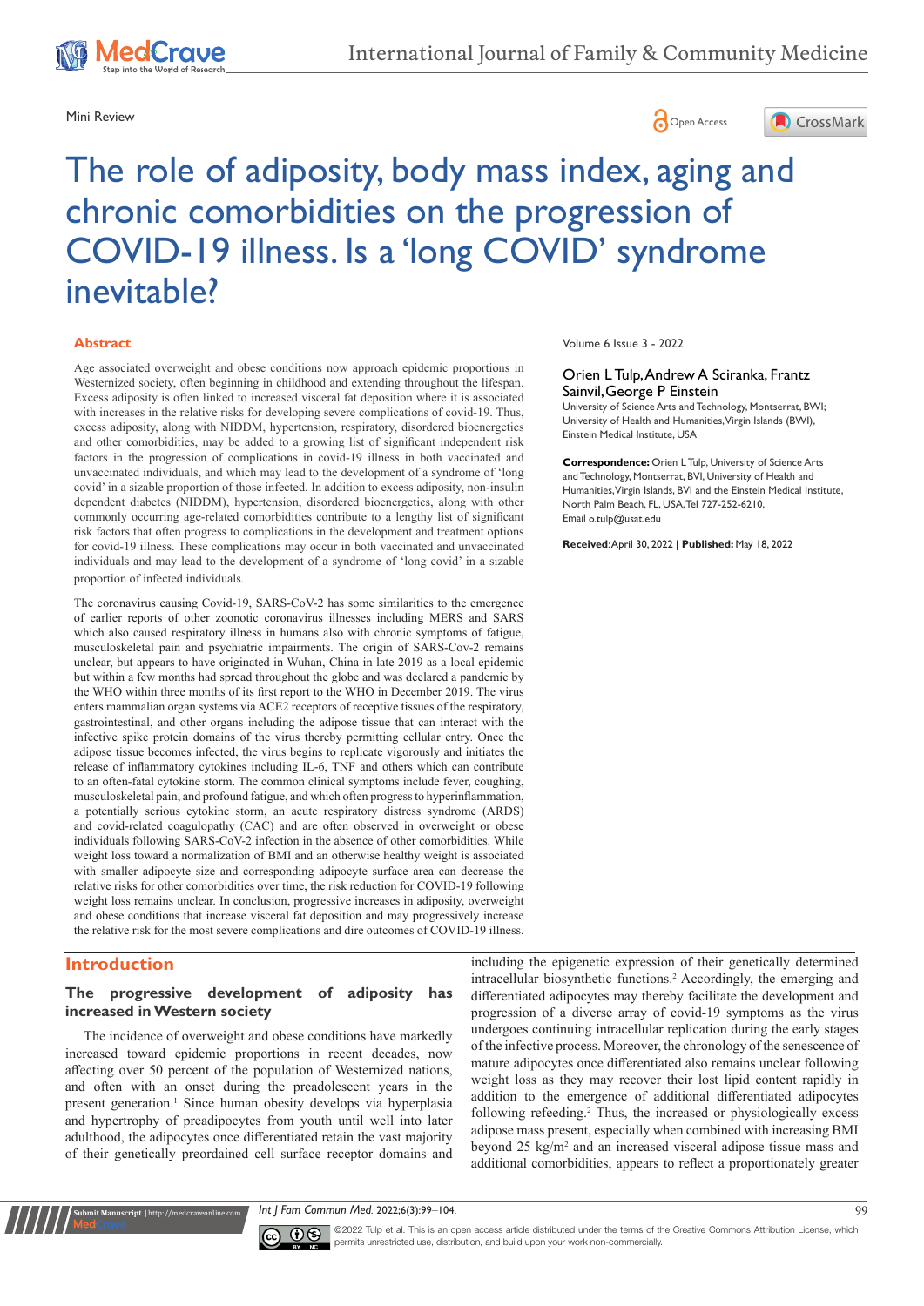Mini Review

# The role of adiposity, body mass index, aging and chronic comorbidities on the progression of COVID-19 illness. Is a 'long COVID' syndrome inevitable?

Volume 6 Issue 3 - 2022

Orien L Tulp, Andrew A Sciranka, Frantz Sainvil, George P Einstein

University of Science Arts and Technology, Montserrat, BWI; University of Health and Humanities, Virgin Islands (BWI), Einstein Medical Institute, USA

**Correspondence:** Orien L Tulp, University of Science Arts and Technology, Montserrat, BVI, University of Health and Humanities, Virgin Islands, BVI and the Einstein Medical Institute, North Palm Beach, FL, USA, Tel 727-252-6210, Email o.tulp@usat.edu

**Received**: April 30, 2022 | **Published:** May 18, 2022

## Abstract

Age associated overweight and obese conditions now approach epidemic proportions in Westernized society, often beginning in childhood and extending throughout the lifespan. Excess adiposity is often linked to increased visceral fat deposition where it is associated with increases in the relative risks for developing severe complications of covid-19. Thus, excess adiposity, along with NIDDM, hypertension, respiratory, disordered bioenergetics and other comorbidities, may be added to a growing list of significant independent risk factors in the progression of complications in covid-19 illness in both vaccinated and unvaccinated individuals, and which may lead to the development of a syndrome of 'long covid' in a sizable proportion of those infected. In addition to excess adiposity, non-insulin dependent diabetes (NIDDM), hypertension, disordered bioenergetics, along with other commonly occurring age-related comorbidities contribute to a lengthy list of significant risk factors that often progress to complications in the development and treatment options for covid-19 illness. These complications may occur in both vaccinated and unvaccinated individuals and may lead to the development of a syndrome of 'long covid' in a sizable proportion of infected individuals.

The coronavirus causing Covid-19, SARS-CoV-2 has some similarities to the emergence of earlier reports of other zoonotic coronavirus illnesses including MERS and SARS which also caused respiratory illness in humans also with chronic symptoms of fatigue, musculoskeletal pain and psychiatric impairments. The origin of SARS-Cov-2 remains unclear, but appears to have originated in Wuhan, China in late 2019 as a local epidemic but within a few months had spread throughout the globe and was declared a pandemic by the WHO within three months of its first report to the WHO in December 2019. The virus enters mammalian organ systems via ACE2 receptors of receptive tissues of the respiratory, gastrointestinal, and other organs including the adipose tissue that can interact with the infective spike protein domains of the virus thereby permitting cellular entry. Once the adipose tissue becomes infected, the virus begins to replicate vigorously and initiates the release of inflammatory cytokines including IL-6, TNF and others which can contribute to an often-fatal cytokine storm. The common clinical symptoms include fever, coughing, musculoskeletal pain, and profound fatigue, and which often progress to hyperinflammation, a potentially serious cytokine storm, an acute respiratory distress syndrome (ARDS) and covid-related coagulopathy (CAC) and are often observed in overweight or obese individuals following SARS-CoV-2 infection in the absence of other comorbidities. While weight loss toward a normalization of BMI and an otherwise healthy weight is associated with smaller adipocyte size and corresponding adipocyte surface area can decrease the relative risks for other comorbidities over time, the risk reduction for COVID-19 following weight loss remains unclear. In conclusion, progressive increases in adiposity, overweight and obese conditions that increase visceral fat deposition and may progressively increase the relative risk for the most severe complications and dire outcomes of COVID-19 illness.

## Introduction

### The progressive development of adiposity has increased in Western society

The incidence of overweight and obese conditions have markedly increased toward epidemic proportions in recent decades, now affecting over 50 percent of the population of Westernized nations, and often with an onset during the preadolescent years in the present generation.[1] Since human obesity develops via hyperplasia and hypertrophy of preadipocytes from youth until well into later adulthood, the adipocytes once differentiated retain the vast majority of their genetically preordained cell surface receptor domains and including the epigenetic expression of their genetically determined intracellular biosynthetic functions.[2] Accordingly, the emerging and differentiated adipocytes may thereby facilitate the development and progression of a diverse array of covid-19 symptoms as the virus undergoes continuing intracellular replication during the early stages of the infective process. Moreover, the chronology of the senescence of mature adipocytes once differentiated also remains unclear following weight loss as they may recover their lost lipid content rapidly in addition to the emergence of additional differentiated adipocytes following refeeding.[2] Thus, the increased or physiologically excess adipose mass present, especially when combined with increasing BMI beyond 25 kg/m[2] and an increased visceral adipose tissue mass and additional comorbidities, appears to reflect a proportionately greater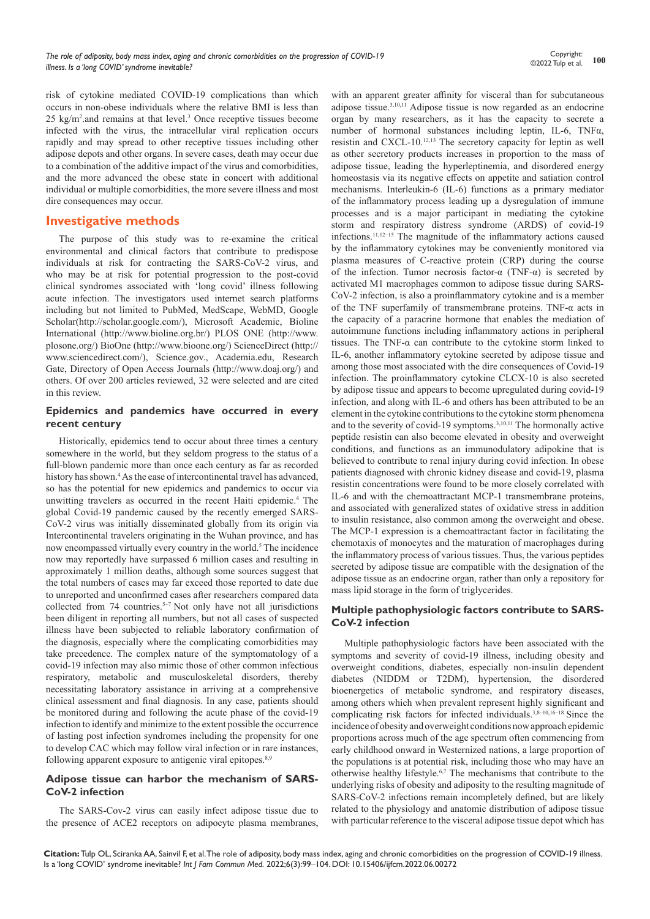risk of cytokine mediated COVID-19 complications than which occurs in non-obese individuals where the relative BMI is less than 25 $kg/m^2$.and remains at that level.[3] Once receptive tissues become infected with the virus, the intracellular viral replication occurs rapidly and may spread to other receptive tissues including other adipose depots and other organs. In severe cases, death may occur due to a combination of the additive impact of the virus and comorbidities, and the more advanced the obese state in concert with additional individual or multiple comorbidities, the more severe illness and most dire consequences may occur.

## Investigative methods

The purpose of this study was to re-examine the critical environmental and clinical factors that contribute to predispose individuals at risk for contracting the SARS-CoV-2 virus, and who may be at risk for potential progression to the post-covid clinical syndromes associated with 'long covid' illness following acute infection. The investigators used internet search platforms including but not limited to PubMed, MedScape, WebMD, Google Scholar(http://scholar.google.com/), Microsoft Academic, Bioline International (http://www.bioline.org.br/) PLOS ONE (http://www.plosone.org/) BioOne (http://www.bioone.org/) ScienceDirect (http://www.sciencedirect.com/), Science.gov., Academia.edu, Research Gate, Directory of Open Access Journals (http://www.doaj.org/) and others. Of over 200 articles reviewed, 32 were selected and are cited in this review.

### Epidemics and pandemics have occurred in every recent century

Historically, epidemics tend to occur about three times a century somewhere in the world, but they seldom progress to the status of a full-blown pandemic more than once each century as far as recorded history has shown.[4] As the ease of intercontinental travel has advanced, so has the potential for new epidemics and pandemics to occur via unwitting travelers as occurred in the recent Haiti epidemic.[4] The global Covid-19 pandemic caused by the recently emerged SARS-CoV-2 virus was initially disseminated globally from its origin via Intercontinental travelers originating in the Wuhan province, and has now encompassed virtually every country in the world.[5] The incidence now may reportedly have surpassed 6 million cases and resulting in approximately 1 million deaths, although some sources suggest that the total numbers of cases may far exceed those reported to date due to unreported and unconfirmed cases after researchers compared data collected from 74 countries.[5–7] Not only have not all jurisdictions been diligent in reporting all numbers, but not all cases of suspected illness have been subjected to reliable laboratory confirmation of the diagnosis, especially where the complicating comorbidities may take precedence. The complex nature of the symptomatology of a covid-19 infection may also mimic those of other common infectious respiratory, metabolic and musculoskeletal disorders, thereby necessitating laboratory assistance in arriving at a comprehensive clinical assessment and final diagnosis. In any case, patients should be monitored during and following the acute phase of the covid-19 infection to identify and minimize to the extent possible the occurrence of lasting post infection syndromes including the propensity for one to develop CAC which may follow viral infection or in rare instances, following apparent exposure to antigenic viral epitopes.[8,9]

### Adipose tissue can harbor the mechanism of SARS-CoV-2 infection

The SARS-Cov-2 virus can easily infect adipose tissue due to the presence of ACE2 receptors on adipocyte plasma membranes, with an apparent greater affinity for visceral than for subcutaneous adipose tissue.[3,10,11] Adipose tissue is now regarded as an endocrine organ by many researchers, as it has the capacity to secrete a number of hormonal substances including leptin, IL-6, TNFα, resistin and CXCL-10.[12,13] The secretory capacity for leptin as well as other secretory products increases in proportion to the mass of adipose tissue, leading the hyperleptinemia, and disordered energy homeostasis via its negative effects on appetite and satiation control mechanisms. Interleukin-6 (IL-6) functions as a primary mediator of the inflammatory process leading up a dysregulation of immune processes and is a major participant in mediating the cytokine storm and respiratory distress syndrome (ARDS) of covid-19 infections.[11,12–15] The magnitude of the inflammatory actions caused by the inflammatory cytokines may be conveniently monitored via plasma measures of C-reactive protein (CRP) during the course of the infection. Tumor necrosis factor-α (TNF-α) is secreted by activated M1 macrophages common to adipose tissue during SARS-CoV-2 infection, is also a proinflammatory cytokine and is a member of the TNF superfamily of transmembrane proteins. TNF-α acts in the capacity of a paracrine hormone that enables the mediation of autoimmune functions including inflammatory actions in peripheral tissues. The TNF-α can contribute to the cytokine storm linked to IL-6, another inflammatory cytokine secreted by adipose tissue and among those most associated with the dire consequences of Covid-19 infection. The proinflammatory cytokine CLCX-10 is also secreted by adipose tissue and appears to become upregulated during covid-19 infection, and along with IL-6 and others has been attributed to be an element in the cytokine contributions to the cytokine storm phenomena and to the severity of covid-19 symptoms.[3,10,11] The hormonally active peptide resistin can also become elevated in obesity and overweight conditions, and functions as an immunodulatory adipokine that is believed to contribute to renal injury during covid infection. In obese patients diagnosed with chronic kidney disease and covid-19, plasma resistin concentrations were found to be more closely correlated with IL-6 and with the chemoattractant MCP-1 transmembrane proteins, and associated with generalized states of oxidative stress in addition to insulin resistance, also common among the overweight and obese. The MCP-1 expression is a chemoattractant factor in facilitating the chemotaxis of monocytes and the maturation of macrophages during the inflammatory process of various tissues. Thus, the various peptides secreted by adipose tissue are compatible with the designation of the adipose tissue as an endocrine organ, rather than only a repository for mass lipid storage in the form of triglycerides.

### Multiple pathophysiologic factors contribute to SARS-CoV-2 infection

Multiple pathophysiologic factors have been associated with the symptoms and severity of covid-19 illness, including obesity and overweight conditions, diabetes, especially non-insulin dependent diabetes (NIDDM or T2DM), hypertension, the disordered bioenergetics of metabolic syndrome, and respiratory diseases, among others which when prevalent represent highly significant and complicating risk factors for infected individuals.[3,8–10,16–18] Since the incidence of obesity and overweight conditions now approach epidemic proportions across much of the age spectrum often commencing from early childhood onward in Westernized nations, a large proportion of the populations is at potential risk, including those who may have an otherwise healthy lifestyle.[6,7] The mechanisms that contribute to the underlying risks of obesity and adiposity to the resulting magnitude of SARS-CoV-2 infections remain incompletely defined, but are likely related to the physiology and anatomic distribution of adipose tissue with particular reference to the visceral adipose tissue depot which has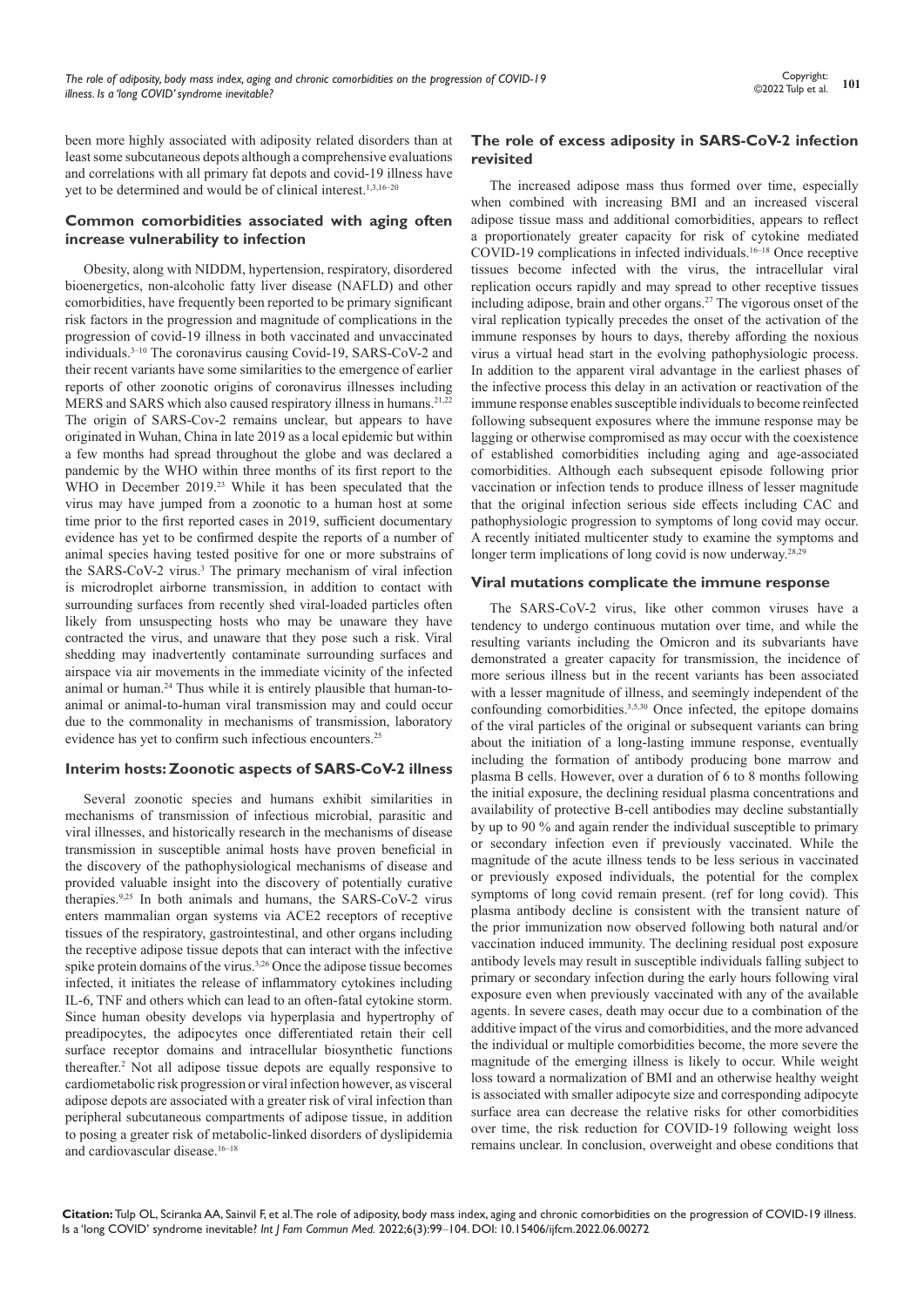been more highly associated with adiposity related disorders than at least some subcutaneous depots although a comprehensive evaluations and correlations with all primary fat depots and covid-19 illness have yet to be determined and would be of clinical interest.[1,3,16–20]

## Common comorbidities associated with aging often increase vulnerability to infection

Obesity, along with NIDDM, hypertension, respiratory, disordered bioenergetics, non-alcoholic fatty liver disease (NAFLD) and other comorbidities, have frequently been reported to be primary significant risk factors in the progression and magnitude of complications in the progression of covid-19 illness in both vaccinated and unvaccinated individuals.[3–10] The coronavirus causing Covid-19, SARS-CoV-2 and their recent variants have some similarities to the emergence of earlier reports of other zoonotic origins of coronavirus illnesses including MERS and SARS which also caused respiratory illness in humans.[21,22] The origin of SARS-Cov-2 remains unclear, but appears to have originated in Wuhan, China in late 2019 as a local epidemic but within a few months had spread throughout the globe and was declared a pandemic by the WHO within three months of its first report to the WHO in December 2019.[23] While it has been speculated that the virus may have jumped from a zoonotic to a human host at some time prior to the first reported cases in 2019, sufficient documentary evidence has yet to be confirmed despite the reports of a number of animal species having tested positive for one or more substrains of the SARS-CoV-2 virus.[3] The primary mechanism of viral infection is microdroplet airborne transmission, in addition to contact with surrounding surfaces from recently shed viral-loaded particles often likely from unsuspecting hosts who may be unaware they have contracted the virus, and unaware that they pose such a risk. Viral shedding may inadvertently contaminate surrounding surfaces and airspace via air movements in the immediate vicinity of the infected animal or human.[24] Thus while it is entirely plausible that human-to-animal or animal-to-human viral transmission may and could occur due to the commonality in mechanisms of transmission, laboratory evidence has yet to confirm such infectious encounters.[25]

## Interim hosts: Zoonotic aspects of SARS-CoV-2 illness

Several zoonotic species and humans exhibit similarities in mechanisms of transmission of infectious microbial, parasitic and viral illnesses, and historically research in the mechanisms of disease transmission in susceptible animal hosts have proven beneficial in the discovery of the pathophysiological mechanisms of disease and provided valuable insight into the discovery of potentially curative therapies.[9,25] In both animals and humans, the SARS-CoV-2 virus enters mammalian organ systems via ACE2 receptors of receptive tissues of the respiratory, gastrointestinal, and other organs including the receptive adipose tissue depots that can interact with the infective spike protein domains of the virus.[3,26] Once the adipose tissue becomes infected, it initiates the release of inflammatory cytokines including IL-6, TNF and others which can lead to an often-fatal cytokine storm. Since human obesity develops via hyperplasia and hypertrophy of preadipocytes, the adipocytes once differentiated retain their cell surface receptor domains and intracellular biosynthetic functions thereafter.[2] Not all adipose tissue depots are equally responsive to cardiometabolic risk progression or viral infection however, as visceral adipose depots are associated with a greater risk of viral infection than peripheral subcutaneous compartments of adipose tissue, in addition to posing a greater risk of metabolic-linked disorders of dyslipidemia and cardiovascular disease.[16–18]

## The role of excess adiposity in SARS-CoV-2 infection revisited

The increased adipose mass thus formed over time, especially when combined with increasing BMI and an increased visceral adipose tissue mass and additional comorbidities, appears to reflect a proportionately greater capacity for risk of cytokine mediated COVID-19 complications in infected individuals.[16–18] Once receptive tissues become infected with the virus, the intracellular viral replication occurs rapidly and may spread to other receptive tissues including adipose, brain and other organs.[27] The vigorous onset of the viral replication typically precedes the onset of the activation of the immune responses by hours to days, thereby affording the noxious virus a virtual head start in the evolving pathophysiologic process. In addition to the apparent viral advantage in the earliest phases of the infective process this delay in an activation or reactivation of the immune response enables susceptible individuals to become reinfected following subsequent exposures where the immune response may be lagging or otherwise compromised as may occur with the coexistence of established comorbidities including aging and age-associated comorbidities. Although each subsequent episode following prior vaccination or infection tends to produce illness of lesser magnitude that the original infection serious side effects including CAC and pathophysiologic progression to symptoms of long covid may occur. A recently initiated multicenter study to examine the symptoms and longer term implications of long covid is now underway.[28,29]

## Viral mutations complicate the immune response

The SARS-CoV-2 virus, like other common viruses have a tendency to undergo continuous mutation over time, and while the resulting variants including the Omicron and its subvariants have demonstrated a greater capacity for transmission, the incidence of more serious illness but in the recent variants has been associated with a lesser magnitude of illness, and seemingly independent of the confounding comorbidities.[3,5,30] Once infected, the epitope domains of the viral particles of the original or subsequent variants can bring about the initiation of a long-lasting immune response, eventually including the formation of antibody producing bone marrow and plasma B cells. However, over a duration of 6 to 8 months following the initial exposure, the declining residual plasma concentrations and availability of protective B-cell antibodies may decline substantially by up to 90 % and again render the individual susceptible to primary or secondary infection even if previously vaccinated. While the magnitude of the acute illness tends to be less serious in vaccinated or previously exposed individuals, the potential for the complex symptoms of long covid remain present. (ref for long covid). This plasma antibody decline is consistent with the transient nature of the prior immunization now observed following both natural and/or vaccination induced immunity. The declining residual post exposure antibody levels may result in susceptible individuals falling subject to primary or secondary infection during the early hours following viral exposure even when previously vaccinated with any of the available agents. In severe cases, death may occur due to a combination of the additive impact of the virus and comorbidities, and the more advanced the individual or multiple comorbidities become, the more severe the magnitude of the emerging illness is likely to occur. While weight loss toward a normalization of BMI and an otherwise healthy weight is associated with smaller adipocyte size and corresponding adipocyte surface area can decrease the relative risks for other comorbidities over time, the risk reduction for COVID-19 following weight loss remains unclear. In conclusion, overweight and obese conditions that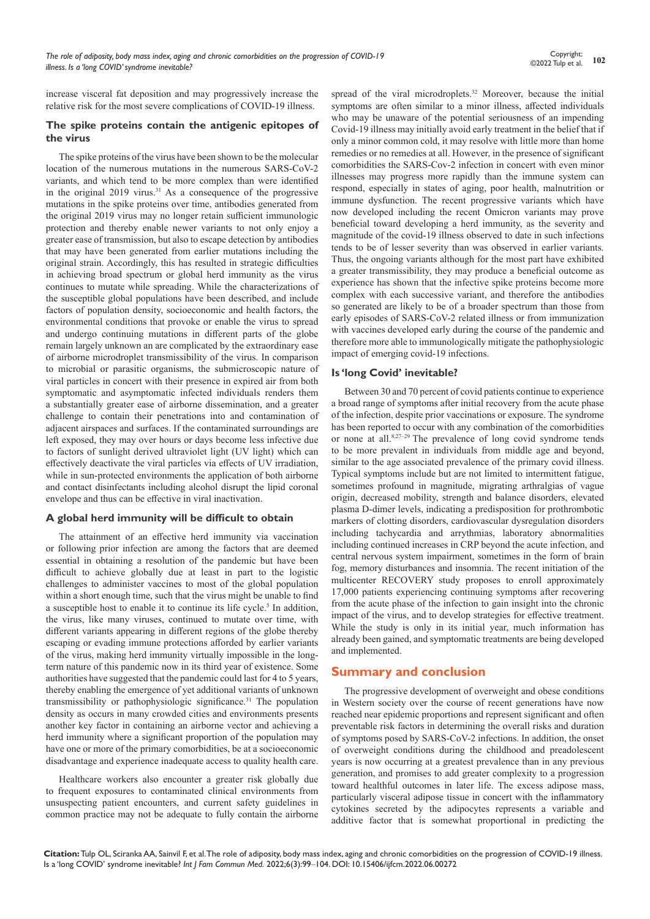increase visceral fat deposition and may progressively increase the relative risk for the most severe complications of COVID-19 illness.

### The spike proteins contain the antigenic epitopes of the virus

The spike proteins of the virus have been shown to be the molecular location of the numerous mutations in the numerous SARS-CoV-2 variants, and which tend to be more complex than were identified in the original 2019 virus.[31] As a consequence of the progressive mutations in the spike proteins over time, antibodies generated from the original 2019 virus may no longer retain sufficient immunologic protection and thereby enable newer variants to not only enjoy a greater ease of transmission, but also to escape detection by antibodies that may have been generated from earlier mutations including the original strain. Accordingly, this has resulted in strategic difficulties in achieving broad spectrum or global herd immunity as the virus continues to mutate while spreading. While the characterizations of the susceptible global populations have been described, and include factors of population density, socioeconomic and health factors, the environmental conditions that provoke or enable the virus to spread and undergo continuing mutations in different parts of the globe remain largely unknown an are complicated by the extraordinary ease of airborne microdroplet transmissibility of the virus. In comparison to microbial or parasitic organisms, the submicroscopic nature of viral particles in concert with their presence in expired air from both symptomatic and asymptomatic infected individuals renders them a substantially greater ease of airborne dissemination, and a greater challenge to contain their penetrations into and contamination of adjacent airspaces and surfaces. If the contaminated surroundings are left exposed, they may over hours or days become less infective due to factors of sunlight derived ultraviolet light (UV light) which can effectively deactivate the viral particles via effects of UV irradiation, while in sun-protected environments the application of both airborne and contact disinfectants including alcohol disrupt the lipid coronal envelope and thus can be effective in viral inactivation.

### A global herd immunity will be difficult to obtain

The attainment of an effective herd immunity via vaccination or following prior infection are among the factors that are deemed essential in obtaining a resolution of the pandemic but have been difficult to achieve globally due at least in part to the logistic challenges to administer vaccines to most of the global population within a short enough time, such that the virus might be unable to find a susceptible host to enable it to continue its life cycle.[5] In addition, the virus, like many viruses, continued to mutate over time, with different variants appearing in different regions of the globe thereby escaping or evading immune protections afforded by earlier variants of the virus, making herd immunity virtually impossible in the long-term nature of this pandemic now in its third year of existence. Some authorities have suggested that the pandemic could last for 4 to 5 years, thereby enabling the emergence of yet additional variants of unknown transmissibility or pathophysiologic significance.[31] The population density as occurs in many crowded cities and environments presents another key factor in containing an airborne vector and achieving a herd immunity where a significant proportion of the population may have one or more of the primary comorbidities, be at a socioeconomic disadvantage and experience inadequate access to quality health care.

Healthcare workers also encounter a greater risk globally due to frequent exposures to contaminated clinical environments from unsuspecting patient encounters, and current safety guidelines in common practice may not be adequate to fully contain the airborne spread of the viral microdroplets.[32] Moreover, because the initial symptoms are often similar to a minor illness, affected individuals who may be unaware of the potential seriousness of an impending Covid-19 illness may initially avoid early treatment in the belief that if only a minor common cold, it may resolve with little more than home remedies or no remedies at all. However, in the presence of significant comorbidities the SARS-Cov-2 infection in concert with even minor illnesses may progress more rapidly than the immune system can respond, especially in states of aging, poor health, malnutrition or immune dysfunction. The recent progressive variants which have now developed including the recent Omicron variants may prove beneficial toward developing a herd immunity, as the severity and magnitude of the covid-19 illness observed to date in such infections tends to be of lesser severity than was observed in earlier variants. Thus, the ongoing variants although for the most part have exhibited a greater transmissibility, they may produce a beneficial outcome as experience has shown that the infective spike proteins become more complex with each successive variant, and therefore the antibodies so generated are likely to be of a broader spectrum than those from early episodes of SARS-CoV-2 related illness or from immunization with vaccines developed early during the course of the pandemic and therefore more able to immunologically mitigate the pathophysiologic impact of emerging covid-19 infections.

### Is 'long Covid' inevitable?

Between 30 and 70 percent of covid patients continue to experience a broad range of symptoms after initial recovery from the acute phase of the infection, despite prior vaccinations or exposure. The syndrome has been reported to occur with any combination of the comorbidities or none at all.[8,27–29] The prevalence of long covid syndrome tends to be more prevalent in individuals from middle age and beyond, similar to the age associated prevalence of the primary covid illness. Typical symptoms include but are not limited to intermittent fatigue, sometimes profound in magnitude, migrating arthralgias of vague origin, decreased mobility, strength and balance disorders, elevated plasma D-dimer levels, indicating a predisposition for prothrombotic markers of clotting disorders, cardiovascular dysregulation disorders including tachycardia and arrythmias, laboratory abnormalities including continued increases in CRP beyond the acute infection, and central nervous system impairment, sometimes in the form of brain fog, memory disturbances and insomnia. The recent initiation of the multicenter RECOVERY study proposes to enroll approximately 17,000 patients experiencing continuing symptoms after recovering from the acute phase of the infection to gain insight into the chronic impact of the virus, and to develop strategies for effective treatment. While the study is only in its initial year, much information has already been gained, and symptomatic treatments are being developed and implemented.

## Summary and conclusion

The progressive development of overweight and obese conditions in Western society over the course of recent generations have now reached near epidemic proportions and represent significant and often preventable risk factors in determining the overall risks and duration of symptoms posed by SARS-CoV-2 infections. In addition, the onset of overweight conditions during the childhood and preadolescent years is now occurring at a greatest prevalence than in any previous generation, and promises to add greater complexity to a progression toward healthful outcomes in later life. The excess adipose mass, particularly visceral adipose tissue in concert with the inflammatory cytokines secreted by the adipocytes represents a variable and additive factor that is somewhat proportional in predicting the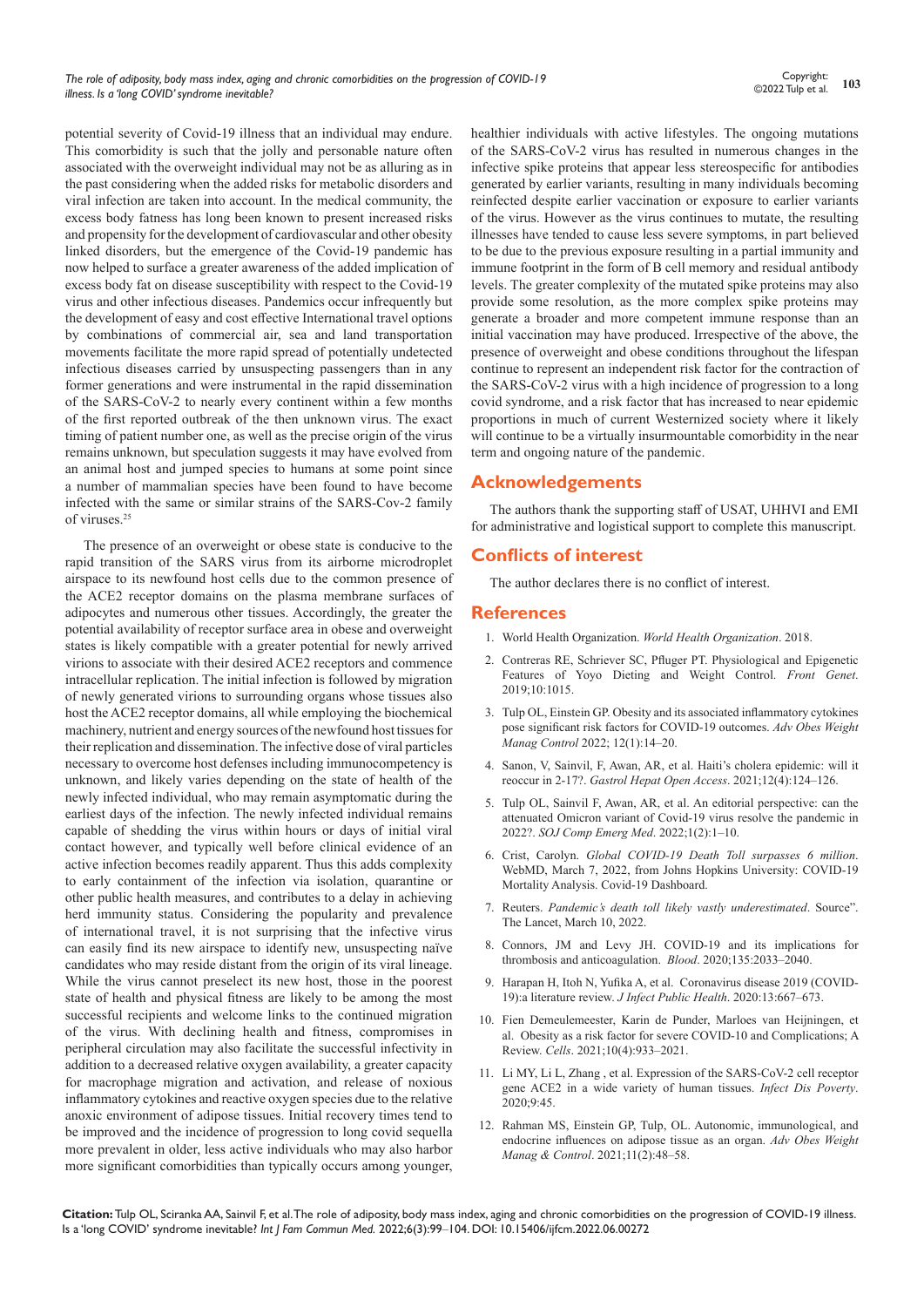potential severity of Covid-19 illness that an individual may endure. This comorbidity is such that the jolly and personable nature often associated with the overweight individual may not be as alluring as in the past considering when the added risks for metabolic disorders and viral infection are taken into account. In the medical community, the excess body fatness has long been known to present increased risks and propensity for the development of cardiovascular and other obesity linked disorders, but the emergence of the Covid-19 pandemic has now helped to surface a greater awareness of the added implication of excess body fat on disease susceptibility with respect to the Covid-19 virus and other infectious diseases. Pandemics occur infrequently but the development of easy and cost effective International travel options by combinations of commercial air, sea and land transportation movements facilitate the more rapid spread of potentially undetected infectious diseases carried by unsuspecting passengers than in any former generations and were instrumental in the rapid dissemination of the SARS-CoV-2 to nearly every continent within a few months of the first reported outbreak of the then unknown virus. The exact timing of patient number one, as well as the precise origin of the virus remains unknown, but speculation suggests it may have evolved from an animal host and jumped species to humans at some point since a number of mammalian species have been found to have become infected with the same or similar strains of the SARS-Cov-2 family of viruses.[25]

The presence of an overweight or obese state is conducive to the rapid transition of the SARS virus from its airborne microdroplet airspace to its newfound host cells due to the common presence of the ACE2 receptor domains on the plasma membrane surfaces of adipocytes and numerous other tissues. Accordingly, the greater the potential availability of receptor surface area in obese and overweight states is likely compatible with a greater potential for newly arrived virions to associate with their desired ACE2 receptors and commence intracellular replication. The initial infection is followed by migration of newly generated virions to surrounding organs whose tissues also host the ACE2 receptor domains, all while employing the biochemical machinery, nutrient and energy sources of the newfound host tissues for their replication and dissemination. The infective dose of viral particles necessary to overcome host defenses including immunocompetency is unknown, and likely varies depending on the state of health of the newly infected individual, who may remain asymptomatic during the earliest days of the infection. The newly infected individual remains capable of shedding the virus within hours or days of initial viral contact however, and typically well before clinical evidence of an active infection becomes readily apparent. Thus this adds complexity to early containment of the infection via isolation, quarantine or other public health measures, and contributes to a delay in achieving herd immunity status. Considering the popularity and prevalence of international travel, it is not surprising that the infective virus can easily find its new airspace to identify new, unsuspecting naïve candidates who may reside distant from the origin of its viral lineage. While the virus cannot preselect its new host, those in the poorest state of health and physical fitness are likely to be among the most successful recipients and welcome links to the continued migration of the virus. With declining health and fitness, compromises in peripheral circulation may also facilitate the successful infectivity in addition to a decreased relative oxygen availability, a greater capacity for macrophage migration and activation, and release of noxious inflammatory cytokines and reactive oxygen species due to the relative anoxic environment of adipose tissues. Initial recovery times tend to be improved and the incidence of progression to long covid sequella more prevalent in older, less active individuals who may also harbor more significant comorbidities than typically occurs among younger, healthier individuals with active lifestyles. The ongoing mutations of the SARS-CoV-2 virus has resulted in numerous changes in the infective spike proteins that appear less stereospecific for antibodies generated by earlier variants, resulting in many individuals becoming reinfected despite earlier vaccination or exposure to earlier variants of the virus. However as the virus continues to mutate, the resulting illnesses have tended to cause less severe symptoms, in part believed to be due to the previous exposure resulting in a partial immunity and immune footprint in the form of B cell memory and residual antibody levels. The greater complexity of the mutated spike proteins may also provide some resolution, as the more complex spike proteins may generate a broader and more competent immune response than an initial vaccination may have produced. Irrespective of the above, the presence of overweight and obese conditions throughout the lifespan continue to represent an independent risk factor for the contraction of the SARS-CoV-2 virus with a high incidence of progression to a long covid syndrome, and a risk factor that has increased to near epidemic proportions in much of current Westernized society where it likely will continue to be a virtually insurmountable comorbidity in the near term and ongoing nature of the pandemic.

## Acknowledgements

The authors thank the supporting staff of USAT, UHHVI and EMI for administrative and logistical support to complete this manuscript.

## Conflicts of interest

The author declares there is no conflict of interest.

## References

1. World Health Organization. *World Health Organization*. 2018.
2. Contreras RE, Schriever SC, Pfluger PT. Physiological and Epigenetic Features of Yoyo Dieting and Weight Control. *Front Genet*. 2019;10:1015.
3. Tulp OL, Einstein GP. Obesity and its associated inflammatory cytokines pose significant risk factors for COVID-19 outcomes. *Adv Obes Weight Manag Control* 2022; 12(1):14–20.
4. Sanon, V, Sainvil, F, Awan, AR, et al. Haiti's cholera epidemic: will it reoccur in 2-17?. *Gastrol Hepat Open Access*. 2021;12(4):124–126.
5. Tulp OL, Sainvil F, Awan, AR, et al. An editorial perspective: can the attenuated Omicron variant of Covid-19 virus resolve the pandemic in 2022?. *SOJ Comp Emerg Med*. 2022;1(2):1–10.
6. Crist, Carolyn. *Global COVID-19 Death Toll surpasses 6 million*. WebMD, March 7, 2022, from Johns Hopkins University: COVID-19 Mortality Analysis. Covid-19 Dashboard.
7. Reuters. *Pandemic's death toll likely vastly underestimated*. Source". The Lancet, March 10, 2022.
8. Connors, JM and Levy JH. COVID-19 and its implications for thrombosis and anticoagulation. *Blood*. 2020;135:2033–2040.
9. Harapan H, Itoh N, Yufika A, et al. Coronavirus disease 2019 (COVID-19):a literature review. *J Infect Public Health*. 2020:13:667–673.
10. Fien Demeulemeester, Karin de Punder, Marloes van Heijningen, et al. Obesity as a risk factor for severe COVID-10 and Complications; A Review. *Cells*. 2021;10(4):933–2021.
11. Li MY, Li L, Zhang , et al. Expression of the SARS-CoV-2 cell receptor gene ACE2 in a wide variety of human tissues. *Infect Dis Poverty*. 2020;9:45.
12. Rahman MS, Einstein GP, Tulp, OL. Autonomic, immunological, and endocrine influences on adipose tissue as an organ. *Adv Obes Weight Manag & Control*. 2021;11(2):48–58.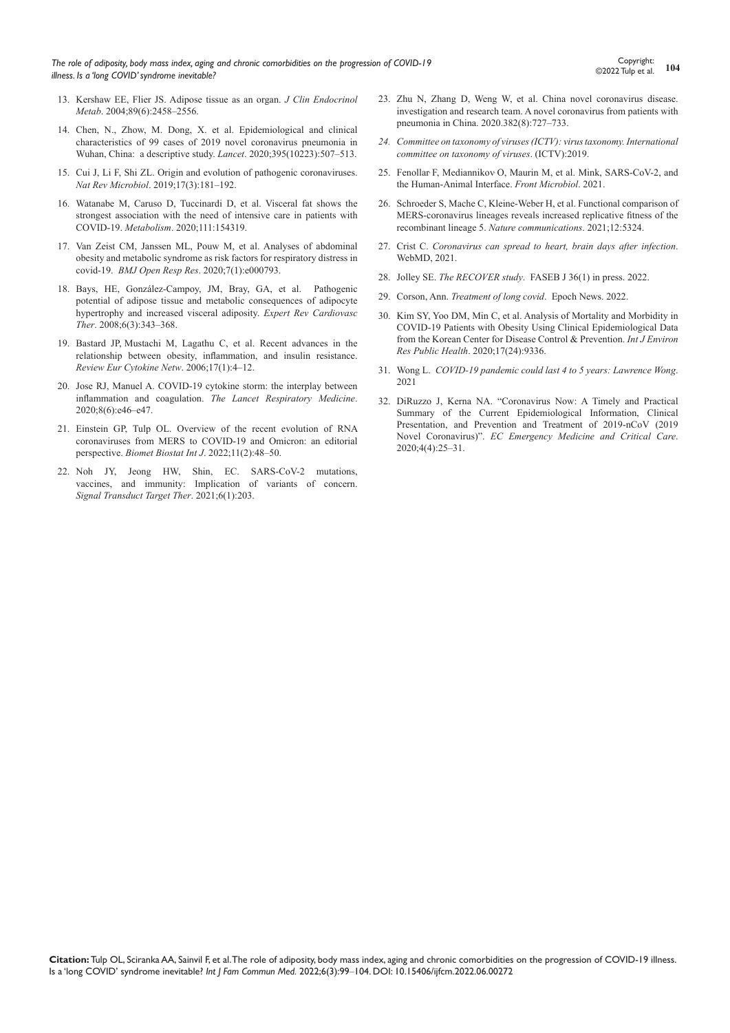13. Kershaw EE, Flier JS. Adipose tissue as an organ. *J Clin Endocrinol Metab*. 2004;89(6):2458–2556.
14. Chen, N., Zhow, M. Dong, X. et al. Epidemiological and clinical characteristics of 99 cases of 2019 novel coronavirus pneumonia in Wuhan, China: a descriptive study. *Lancet*. 2020;395(10223):507–513.
15. Cui J, Li F, Shi ZL. Origin and evolution of pathogenic coronaviruses. *Nat Rev Microbiol*. 2019;17(3):181–192.
16. Watanabe M, Caruso D, Tuccinardi D, et al. Visceral fat shows the strongest association with the need of intensive care in patients with COVID-19. *Metabolism*. 2020;111:154319.
17. Van Zeist CM, Janssen ML, Pouw M, et al. Analyses of abdominal obesity and metabolic syndrome as risk factors for respiratory distress in covid-19. *BMJ Open Resp Res*. 2020;7(1):e000793.
18. Bays, HE, González-Campoy, JM, Bray, GA, et al. Pathogenic potential of adipose tissue and metabolic consequences of adipocyte hypertrophy and increased visceral adiposity. *Expert Rev Cardiovasc Ther*. 2008;6(3):343–368.
19. Bastard JP, Mustachi M, Lagathu C, et al. Recent advances in the relationship between obesity, inflammation, and insulin resistance. *Review Eur Cytokine Netw*. 2006;17(1):4–12.
20. Jose RJ, Manuel A. COVID-19 cytokine storm: the interplay between inflammation and coagulation. *The Lancet Respiratory Medicine*. 2020;8(6):e46–e47.
21. Einstein GP, Tulp OL. Overview of the recent evolution of RNA coronaviruses from MERS to COVID-19 and Omicron: an editorial perspective. *Biomet Biostat Int J*. 2022;11(2):48–50.
22. Noh JY, Jeong HW, Shin, EC. SARS-CoV-2 mutations, vaccines, and immunity: Implication of variants of concern. *Signal Transduct Target Ther*. 2021;6(1):203.
23. Zhu N, Zhang D, Weng W, et al. China novel coronavirus disease. investigation and research team. A novel coronavirus from patients with pneumonia in China. 2020.382(8):727–733.
24. *Committee on taxonomy of viruses (ICTV): virus taxonomy. International committee on taxonomy of viruses*. (ICTV):2019.
25. Fenollar F, Mediannikov O, Maurin M, et al. Mink, SARS-CoV-2, and the Human-Animal Interface. *Front Microbiol*. 2021.
26. Schroeder S, Mache C, Kleine-Weber H, et al. Functional comparison of MERS-coronavirus lineages reveals increased replicative fitness of the recombinant lineage 5. *Nature communications*. 2021;12:5324.
27. Crist C. *Coronavirus can spread to heart, brain days after infection*. WebMD, 2021.
28. Jolley SE. *The RECOVER study*. FASEB J 36(1) in press. 2022.
29. Corson, Ann. *Treatment of long covid*. Epoch News. 2022.
30. Kim SY, Yoo DM, Min C, et al. Analysis of Mortality and Morbidity in COVID-19 Patients with Obesity Using Clinical Epidemiological Data from the Korean Center for Disease Control & Prevention. *Int J Environ Res Public Health*. 2020;17(24):9336.
31. Wong L. *COVID-19 pandemic could last 4 to 5 years: Lawrence Wong*. 2021
32. DiRuzzo J, Kerna NA. "Coronavirus Now: A Timely and Practical Summary of the Current Epidemiological Information, Clinical Presentation, and Prevention and Treatment of 2019-nCoV (2019 Novel Coronavirus)". *EC Emergency Medicine and Critical Care*. 2020;4(4):25–31.